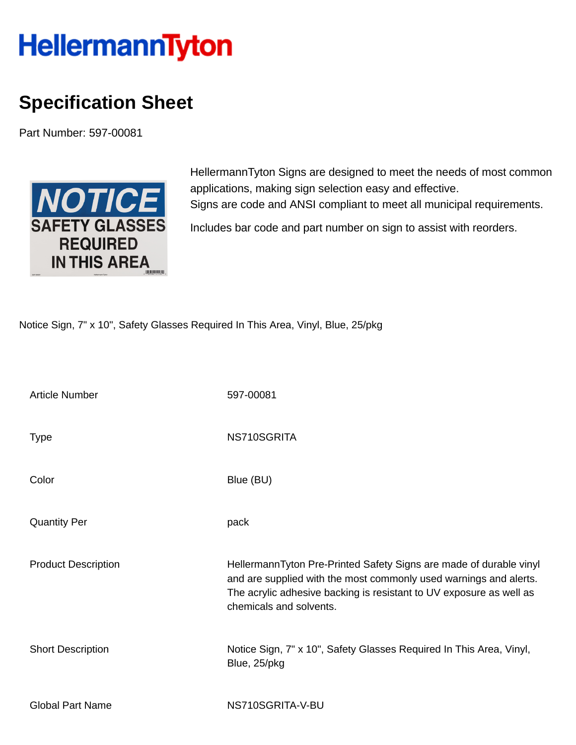# HellermannTyton

## Specification Sheet

Part Number: 597-00081

HellermannTyton Signs are designed to meet the needs of most common applications, making sign selection easy and effective.
Signs are code and ANSI compliant to meet all municipal requirements.

Includes bar code and part number on sign to assist with reorders.

Notice Sign, 7" x 10", Safety Glasses Required In This Area, Vinyl, Blue, 25/pkg

| | |
|---|---|
| Article Number | 597-00081 |
| Type | NS710SGRITA |
| Color | Blue (BU) |
| Quantity Per | pack |
| Product Description | HellermannTyton Pre-Printed Safety Signs are made of durable vinyl and are supplied with the most commonly used warnings and alerts. The acrylic adhesive backing is resistant to UV exposure as well as chemicals and solvents. |
| Short Description | Notice Sign, 7" x 10", Safety Glasses Required In This Area, Vinyl, Blue, 25/pkg |
| Global Part Name | NS710SGRITA-V-BU |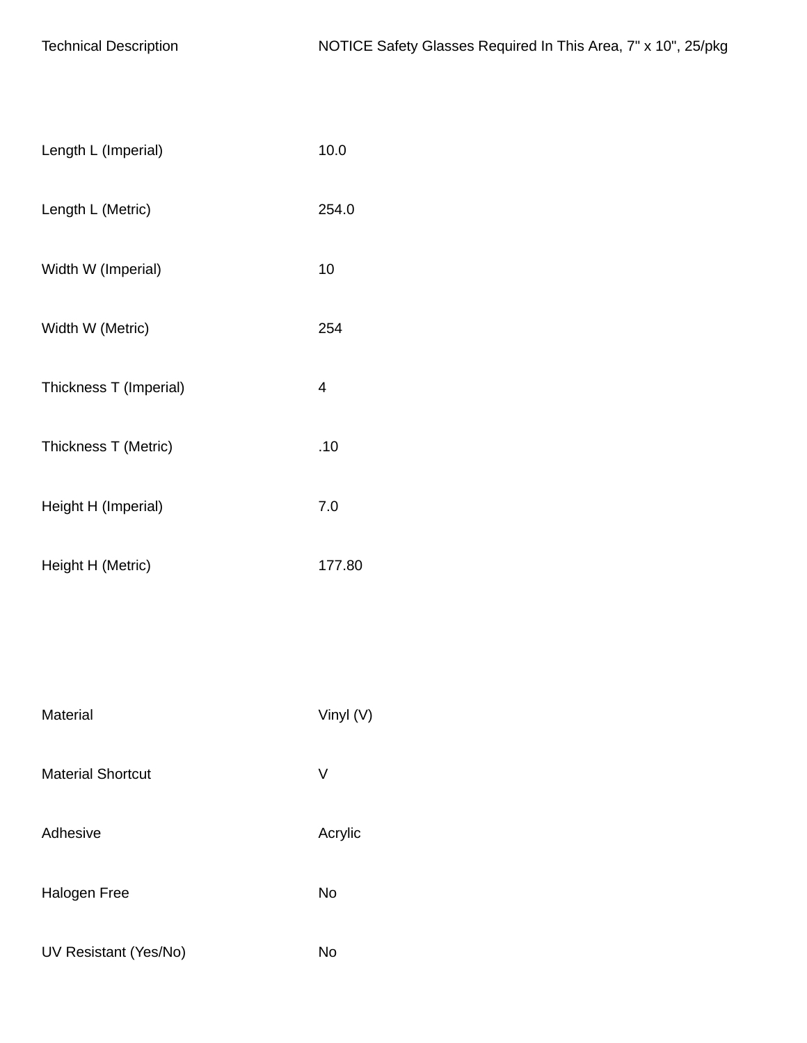| | |
|---|---|
| Technical Description | NOTICE Safety Glasses Required In This Area, 7" x 10", 25/pkg |
| Length L (Imperial) | 10.0 |
| Length L (Metric) | 254.0 |
| Width W (Imperial) | 10 |
| Width W (Metric) | 254 |
| Thickness T (Imperial) | 4 |
| Thickness T (Metric) | .10 |
| Height H (Imperial) | 7.0 |
| Height H (Metric) | 177.80 |
| Material | Vinyl (V) |
| Material Shortcut | V |
| Adhesive | Acrylic |
| Halogen Free | No |
| UV Resistant (Yes/No) | No |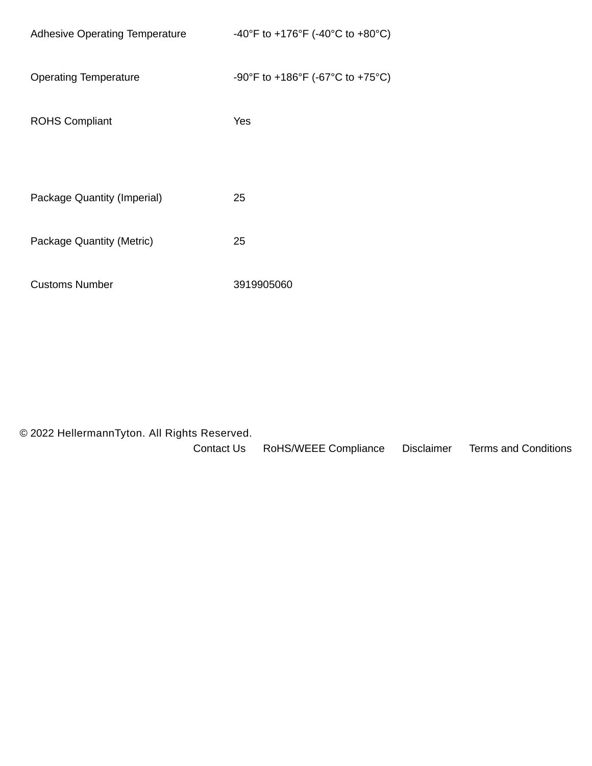| | |
|---|---|
| Adhesive Operating Temperature | -40°F to +176°F (-40°C to +80°C) |
| Operating Temperature | -90°F to +186°F (-67°C to +75°C) |
| ROHS Compliant | Yes |

| | |
|---|---|
| Package Quantity (Imperial) | 25 |
| Package Quantity (Metric) | 25 |
| Customs Number | 3919905060 |

© 2022 HellermannTyton. All Rights Reserved.

Contact Us RoHS/WEEE Compliance Disclaimer Terms and Conditions